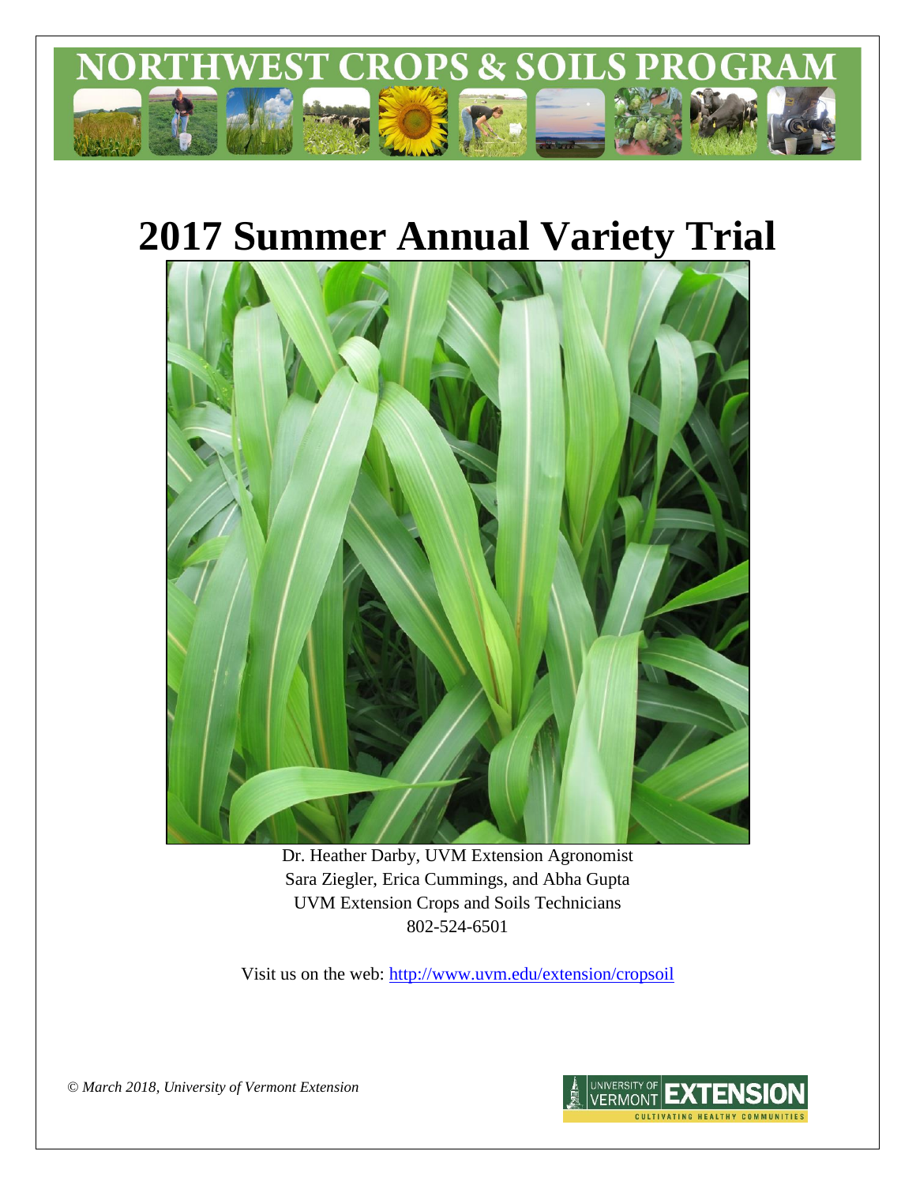# NORTHWEST CROPS & SOILS PROGRAM

# 2017 Summer Annual Variety Trial

Dr. Heather Darby, UVM Extension Agronomist
Sara Ziegler, Erica Cummings, and Abha Gupta
UVM Extension Crops and Soils Technicians
802-524-6501

Visit us on the web: http://www.uvm.edu/extension/cropsoil

*© March 2018, University of Vermont Extension*

UNIVERSITY OF VERMONT EXTENSION
CULTIVATING HEALTHY COMMUNITIES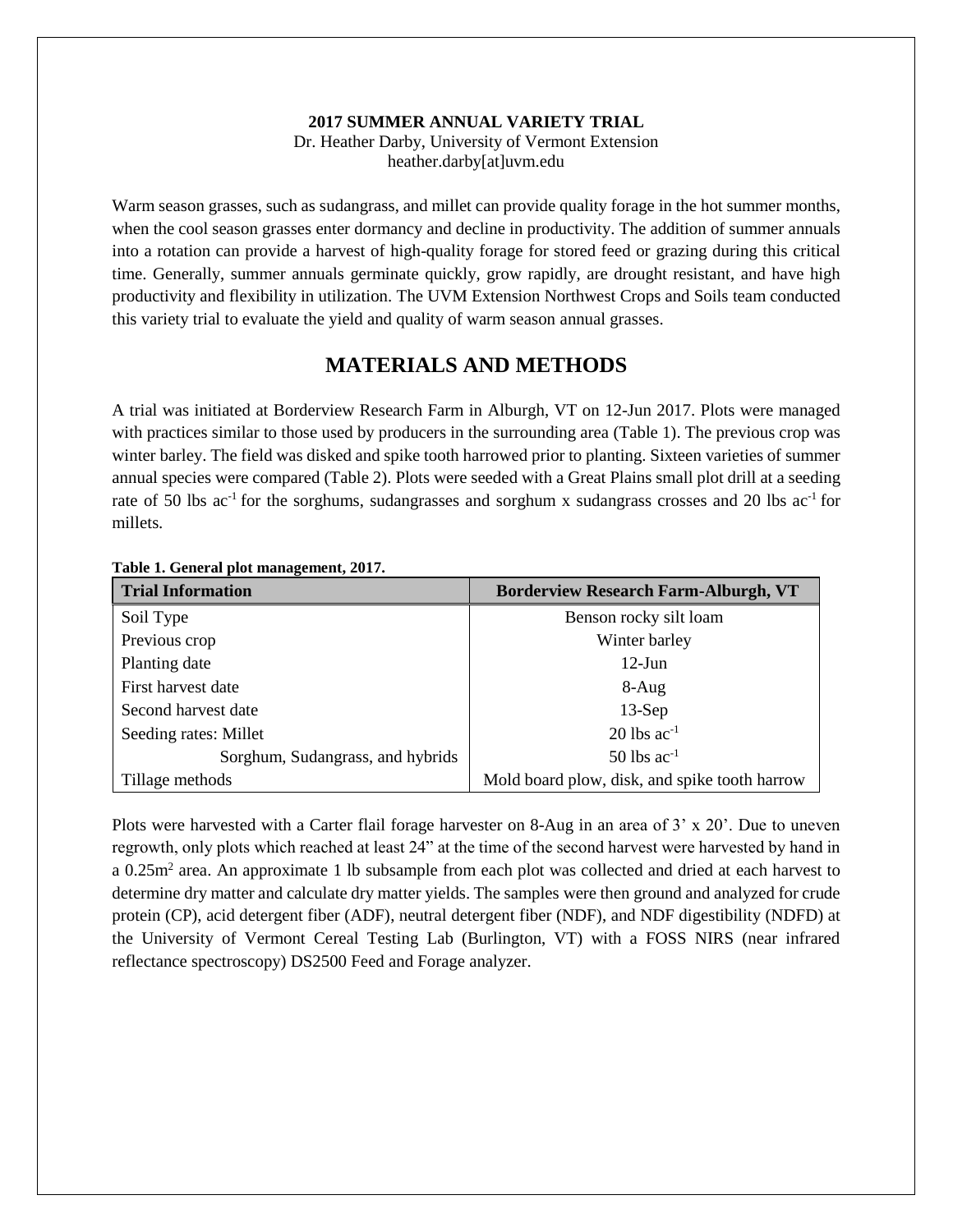**2017 SUMMER ANNUAL VARIETY TRIAL**

Dr. Heather Darby, University of Vermont Extension
heather.darby[at]uvm.edu

Warm season grasses, such as sudangrass, and millet can provide quality forage in the hot summer months, when the cool season grasses enter dormancy and decline in productivity. The addition of summer annuals into a rotation can provide a harvest of high-quality forage for stored feed or grazing during this critical time. Generally, summer annuals germinate quickly, grow rapidly, are drought resistant, and have high productivity and flexibility in utilization. The UVM Extension Northwest Crops and Soils team conducted this variety trial to evaluate the yield and quality of warm season annual grasses.

# MATERIALS AND METHODS

A trial was initiated at Borderview Research Farm in Alburgh, VT on 12-Jun 2017. Plots were managed with practices similar to those used by producers in the surrounding area (Table 1). The previous crop was winter barley. The field was disked and spike tooth harrowed prior to planting. Sixteen varieties of summer annual species were compared (Table 2). Plots were seeded with a Great Plains small plot drill at a seeding rate of 50 lbs $ac^{-1}$ for the sorghums, sudangrasses and sorghum x sudangrass crosses and 20 lbs $ac^{-1}$ for millets.

**Table 1. General plot management, 2017.**

| Trial Information | Borderview Research Farm-Alburgh, VT |
| --- | --- |
| Soil Type | Benson rocky silt loam |
| Previous crop | Winter barley |
| Planting date | 12-Jun |
| First harvest date | 8-Aug |
| Second harvest date | 13-Sep |
| Seeding rates: Millet | 20 lbs $ac^{-1}$ |
| Sorghum, Sudangrass, and hybrids | 50 lbs $ac^{-1}$ |
| Tillage methods | Mold board plow, disk, and spike tooth harrow |

Plots were harvested with a Carter flail forage harvester on 8-Aug in an area of 3' x 20'. Due to uneven regrowth, only plots which reached at least 24" at the time of the second harvest were harvested by hand in a $0.25m^2$ area. An approximate 1 lb subsample from each plot was collected and dried at each harvest to determine dry matter and calculate dry matter yields. The samples were then ground and analyzed for crude protein (CP), acid detergent fiber (ADF), neutral detergent fiber (NDF), and NDF digestibility (NDFD) at the University of Vermont Cereal Testing Lab (Burlington, VT) with a FOSS NIRS (near infrared reflectance spectroscopy) DS2500 Feed and Forage analyzer.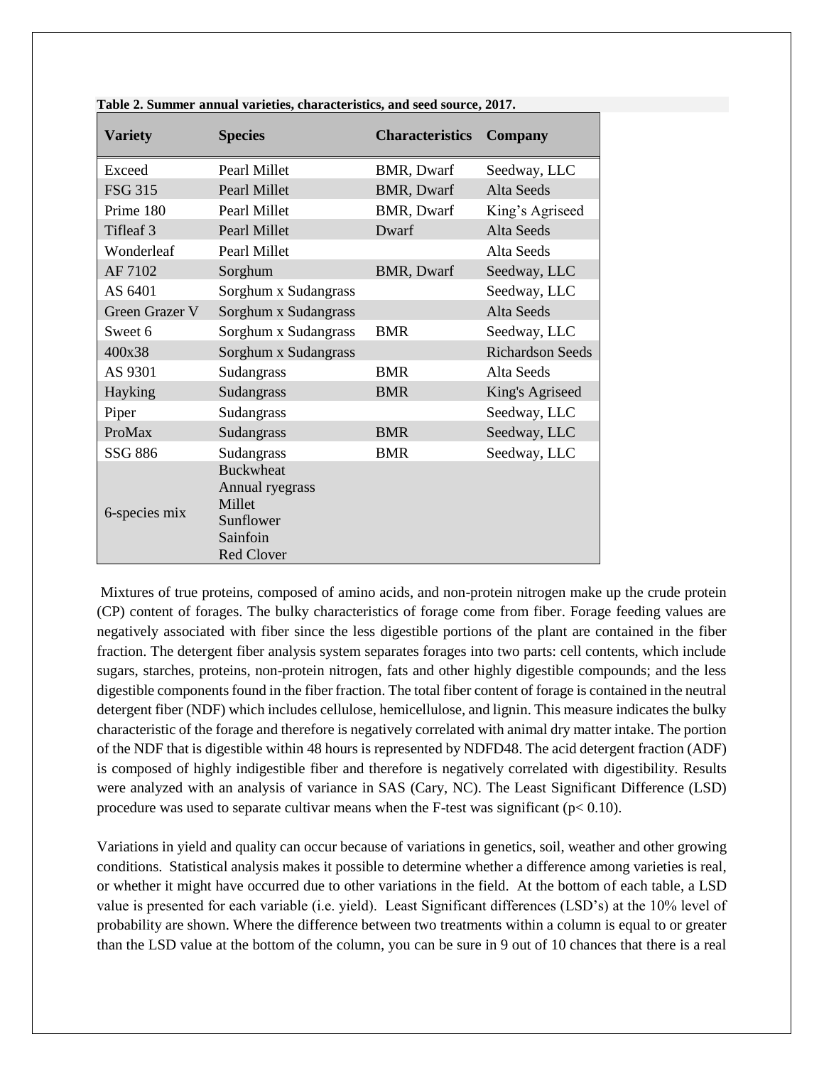**Table 2. Summer annual varieties, characteristics, and seed source, 2017.**

| Variety | Species | Characteristics | Company |
|---|---|---|---|
| Exceed | Pearl Millet | BMR, Dwarf | Seedway, LLC |
| FSG 315 | Pearl Millet | BMR, Dwarf | Alta Seeds |
| Prime 180 | Pearl Millet | BMR, Dwarf | King's Agriseed |
| Tifleaf 3 | Pearl Millet | Dwarf | Alta Seeds |
| Wonderleaf | Pearl Millet | | Alta Seeds |
| AF 7102 | Sorghum | BMR, Dwarf | Seedway, LLC |
| AS 6401 | Sorghum x Sudangrass | | Seedway, LLC |
| Green Grazer V | Sorghum x Sudangrass | | Alta Seeds |
| Sweet 6 | Sorghum x Sudangrass | BMR | Seedway, LLC |
| 400x38 | Sorghum x Sudangrass | | Richardson Seeds |
| AS 9301 | Sudangrass | BMR | Alta Seeds |
| Hayking | Sudangrass | BMR | King's Agriseed |
| Piper | Sudangrass | | Seedway, LLC |
| ProMax | Sudangrass | BMR | Seedway, LLC |
| SSG 886 | Sudangrass | BMR | Seedway, LLC |
| 6-species mix | Buckwheat<br>Annual ryegrass<br>Millet<br>Sunflower<br>Sainfoin<br>Red Clover | | |

Mixtures of true proteins, composed of amino acids, and non-protein nitrogen make up the crude protein (CP) content of forages. The bulky characteristics of forage come from fiber. Forage feeding values are negatively associated with fiber since the less digestible portions of the plant are contained in the fiber fraction. The detergent fiber analysis system separates forages into two parts: cell contents, which include sugars, starches, proteins, non-protein nitrogen, fats and other highly digestible compounds; and the less digestible components found in the fiber fraction. The total fiber content of forage is contained in the neutral detergent fiber (NDF) which includes cellulose, hemicellulose, and lignin. This measure indicates the bulky characteristic of the forage and therefore is negatively correlated with animal dry matter intake. The portion of the NDF that is digestible within 48 hours is represented by NDFD48. The acid detergent fraction (ADF) is composed of highly indigestible fiber and therefore is negatively correlated with digestibility. Results were analyzed with an analysis of variance in SAS (Cary, NC). The Least Significant Difference (LSD) procedure was used to separate cultivar means when the F-test was significant ($p < 0.10$).

Variations in yield and quality can occur because of variations in genetics, soil, weather and other growing conditions. Statistical analysis makes it possible to determine whether a difference among varieties is real, or whether it might have occurred due to other variations in the field. At the bottom of each table, a LSD value is presented for each variable (i.e. yield). Least Significant differences (LSD's) at the 10% level of probability are shown. Where the difference between two treatments within a column is equal to or greater than the LSD value at the bottom of the column, you can be sure in 9 out of 10 chances that there is a real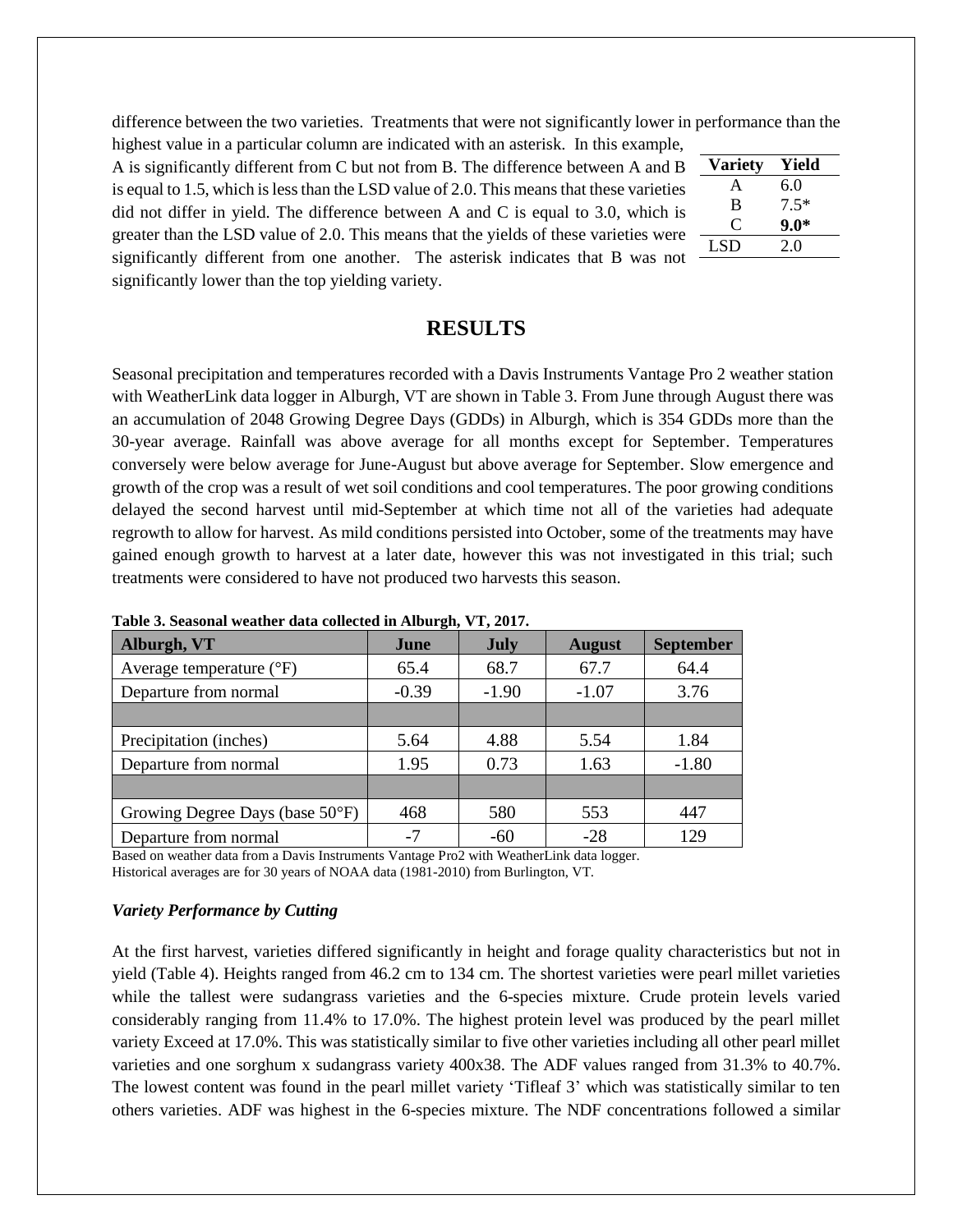difference between the two varieties. Treatments that were not significantly lower in performance than the highest value in a particular column are indicated with an asterisk. In this example, A is significantly different from C but not from B. The difference between A and B is equal to 1.5, which is less than the LSD value of 2.0. This means that these varieties did not differ in yield. The difference between A and C is equal to 3.0, which is greater than the LSD value of 2.0. This means that the yields of these varieties were significantly different from one another. The asterisk indicates that B was not significantly lower than the top yielding variety.

| Variety | Yield |
|---|---|
| A | 6.0 |
| B | 7.5* |
| C | **9.0*** |
| LSD | 2.0 |

## RESULTS

Seasonal precipitation and temperatures recorded with a Davis Instruments Vantage Pro 2 weather station with WeatherLink data logger in Alburgh, VT are shown in Table 3. From June through August there was an accumulation of 2048 Growing Degree Days (GDDs) in Alburgh, which is 354 GDDs more than the 30-year average. Rainfall was above average for all months except for September. Temperatures conversely were below average for June-August but above average for September. Slow emergence and growth of the crop was a result of wet soil conditions and cool temperatures. The poor growing conditions delayed the second harvest until mid-September at which time not all of the varieties had adequate regrowth to allow for harvest. As mild conditions persisted into October, some of the treatments may have gained enough growth to harvest at a later date, however this was not investigated in this trial; such treatments were considered to have not produced two harvests this season.

**Table 3. Seasonal weather data collected in Alburgh, VT, 2017.**

| Alburgh, VT | June | July | August | September |
|---|---|---|---|---|
| Average temperature (°F) | 65.4 | 68.7 | 67.7 | 64.4 |
| Departure from normal | -0.39 | -1.90 | -1.07 | 3.76 |
| | | | | |
| Precipitation (inches) | 5.64 | 4.88 | 5.54 | 1.84 |
| Departure from normal | 1.95 | 0.73 | 1.63 | -1.80 |
| | | | | |
| Growing Degree Days (base 50°F) | 468 | 580 | 553 | 447 |
| Departure from normal | -7 | -60 | -28 | 129 |

Based on weather data from a Davis Instruments Vantage Pro2 with WeatherLink data logger.
Historical averages are for 30 years of NOAA data (1981-2010) from Burlington, VT.

### *Variety Performance by Cutting*

At the first harvest, varieties differed significantly in height and forage quality characteristics but not in yield (Table 4). Heights ranged from 46.2 cm to 134 cm. The shortest varieties were pearl millet varieties while the tallest were sudangrass varieties and the 6-species mixture. Crude protein levels varied considerably ranging from 11.4% to 17.0%. The highest protein level was produced by the pearl millet variety Exceed at 17.0%. This was statistically similar to five other varieties including all other pearl millet varieties and one sorghum x sudangrass variety 400x38. The ADF values ranged from 31.3% to 40.7%. The lowest content was found in the pearl millet variety 'Tifleaf 3' which was statistically similar to ten others varieties. ADF was highest in the 6-species mixture. The NDF concentrations followed a similar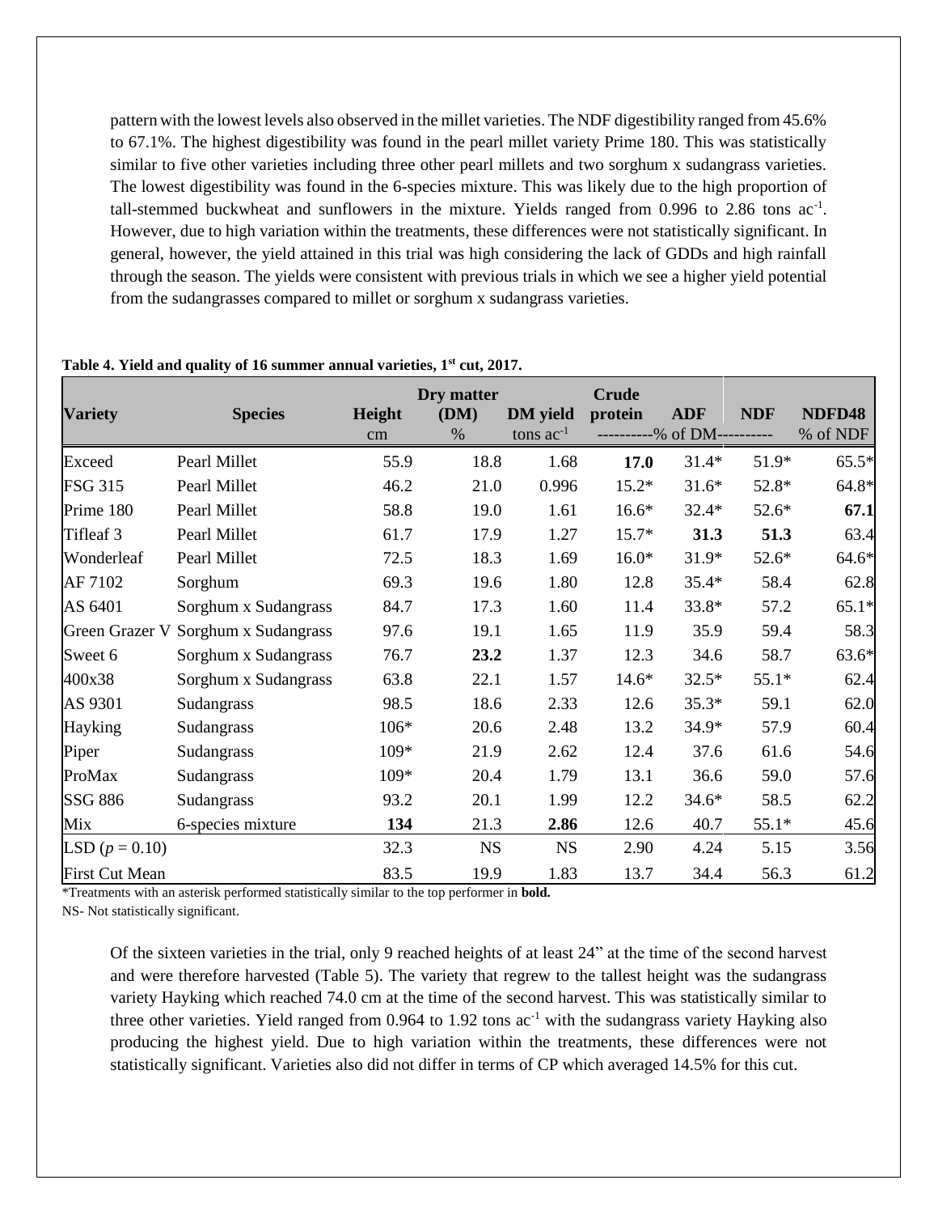pattern with the lowest levels also observed in the millet varieties. The NDF digestibility ranged from 45.6% to 67.1%. The highest digestibility was found in the pearl millet variety Prime 180. This was statistically similar to five other varieties including three other pearl millets and two sorghum x sudangrass varieties. The lowest digestibility was found in the 6-species mixture. This was likely due to the high proportion of tall-stemmed buckwheat and sunflowers in the mixture. Yields ranged from 0.996 to 2.86 tons ac$^{-1}$. However, due to high variation within the treatments, these differences were not statistically significant. In general, however, the yield attained in this trial was high considering the lack of GDDs and high rainfall through the season. The yields were consistent with previous trials in which we see a higher yield potential from the sudangrasses compared to millet or sorghum x sudangrass varieties.

**Table 4. Yield and quality of 16 summer annual varieties, 1st cut, 2017.**

| Variety | Species | Height | Dry matter (DM) | DM yield | Crude protein | ADF | NDF | NDFD48 |
|---|---|---|---|---|---|---|---|---|
| | | cm | % | tons ac$^{-1}$ | ----------% of DM---------- | | | % of NDF |
| Exceed | Pearl Millet | 55.9 | 18.8 | 1.68 | **17.0** | 31.4* | 51.9* | 65.5* |
| FSG 315 | Pearl Millet | 46.2 | 21.0 | 0.996 | 15.2* | 31.6* | 52.8* | 64.8* |
| Prime 180 | Pearl Millet | 58.8 | 19.0 | 1.61 | 16.6* | 32.4* | 52.6* | **67.1** |
| Tifleaf 3 | Pearl Millet | 61.7 | 17.9 | 1.27 | 15.7* | **31.3** | **51.3** | 63.4 |
| Wonderleaf | Pearl Millet | 72.5 | 18.3 | 1.69 | 16.0* | 31.9* | 52.6* | 64.6* |
| AF 7102 | Sorghum | 69.3 | 19.6 | 1.80 | 12.8 | 35.4* | 58.4 | 62.8 |
| AS 6401 | Sorghum x Sudangrass | 84.7 | 17.3 | 1.60 | 11.4 | 33.8* | 57.2 | 65.1* |
| Green Grazer V | Sorghum x Sudangrass | 97.6 | 19.1 | 1.65 | 11.9 | 35.9 | 59.4 | 58.3 |
| Sweet 6 | Sorghum x Sudangrass | 76.7 | **23.2** | 1.37 | 12.3 | 34.6 | 58.7 | 63.6* |
| 400x38 | Sorghum x Sudangrass | 63.8 | 22.1 | 1.57 | 14.6* | 32.5* | 55.1* | 62.4 |
| AS 9301 | Sudangrass | 98.5 | 18.6 | 2.33 | 12.6 | 35.3* | 59.1 | 62.0 |
| Hayking | Sudangrass | 106* | 20.6 | 2.48 | 13.2 | 34.9* | 57.9 | 60.4 |
| Piper | Sudangrass | 109* | 21.9 | 2.62 | 12.4 | 37.6 | 61.6 | 54.6 |
| ProMax | Sudangrass | 109* | 20.4 | 1.79 | 13.1 | 36.6 | 59.0 | 57.6 |
| SSG 886 | Sudangrass | 93.2 | 20.1 | 1.99 | 12.2 | 34.6* | 58.5 | 62.2 |
| Mix | 6-species mixture | **134** | 21.3 | **2.86** | 12.6 | 40.7 | 55.1* | 45.6 |
| LSD ($p$ = 0.10) | | 32.3 | NS | NS | 2.90 | 4.24 | 5.15 | 3.56 |
| First Cut Mean | | 83.5 | 19.9 | 1.83 | 13.7 | 34.4 | 56.3 | 61.2 |

*Treatments with an asterisk performed statistically similar to the top performer in **bold.**

NS- Not statistically significant.

Of the sixteen varieties in the trial, only 9 reached heights of at least 24" at the time of the second harvest and were therefore harvested (Table 5). The variety that regrew to the tallest height was the sudangrass variety Hayking which reached 74.0 cm at the time of the second harvest. This was statistically similar to three other varieties. Yield ranged from 0.964 to 1.92 tons ac$^{-1}$ with the sudangrass variety Hayking also producing the highest yield. Due to high variation within the treatments, these differences were not statistically significant. Varieties also did not differ in terms of CP which averaged 14.5% for this cut.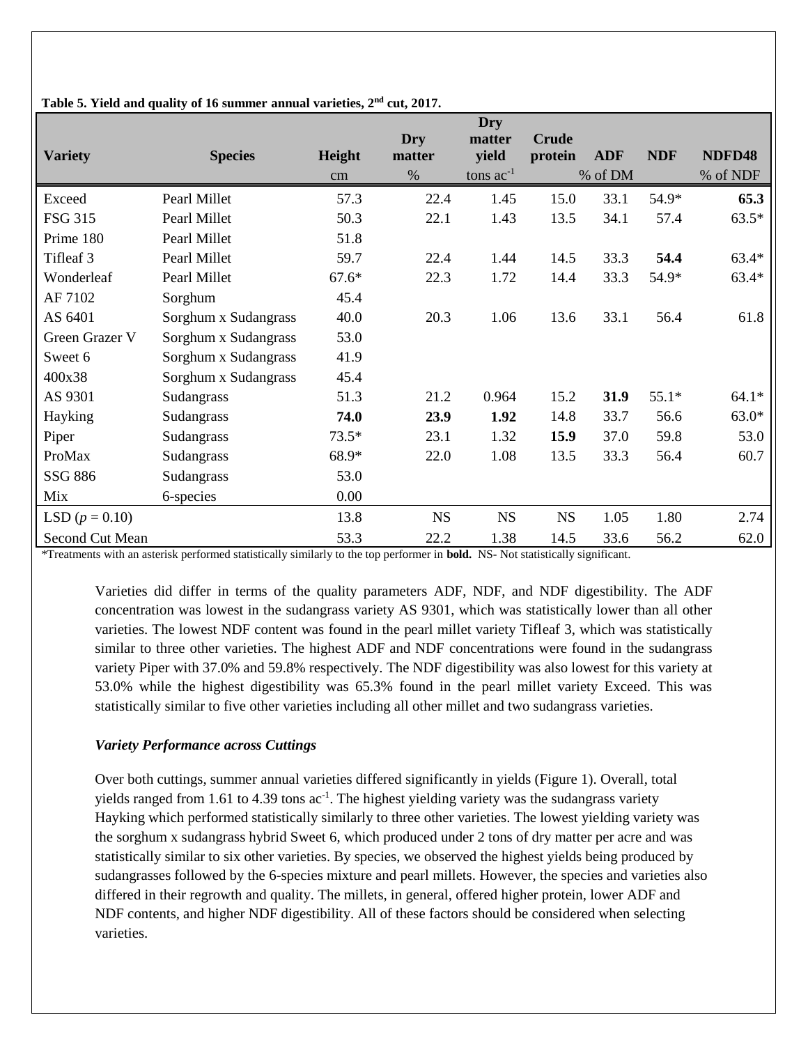**Table 5. Yield and quality of 16 summer annual varieties, 2nd cut, 2017.**

| Variety | Species | Height | Dry matter | Dry matter yield | Crude protein | ADF | NDF | NDFD48 |
|---|---|---|---|---|---|---|---|---|
| | | cm | % | tons $ac^{-1}$ | % of DM | | | % of NDF |
| Exceed | Pearl Millet | 57.3 | 22.4 | 1.45 | 15.0 | 33.1 | 54.9* | **65.3** |
| FSG 315 | Pearl Millet | 50.3 | 22.1 | 1.43 | 13.5 | 34.1 | 57.4 | 63.5* |
| Prime 180 | Pearl Millet | 51.8 | | | | | | |
| Tifleaf 3 | Pearl Millet | 59.7 | 22.4 | 1.44 | 14.5 | 33.3 | **54.4** | 63.4* |
| Wonderleaf | Pearl Millet | 67.6* | 22.3 | 1.72 | 14.4 | 33.3 | 54.9* | 63.4* |
| AF 7102 | Sorghum | 45.4 | | | | | | |
| AS 6401 | Sorghum x Sudangrass | 40.0 | 20.3 | 1.06 | 13.6 | 33.1 | 56.4 | 61.8 |
| Green Grazer V | Sorghum x Sudangrass | 53.0 | | | | | | |
| Sweet 6 | Sorghum x Sudangrass | 41.9 | | | | | | |
| 400x38 | Sorghum x Sudangrass | 45.4 | | | | | | |
| AS 9301 | Sudangrass | 51.3 | 21.2 | 0.964 | 15.2 | **31.9** | 55.1* | 64.1* |
| Hayking | Sudangrass | **74.0** | **23.9** | **1.92** | 14.8 | 33.7 | 56.6 | 63.0* |
| Piper | Sudangrass | 73.5* | 23.1 | 1.32 | **15.9** | 37.0 | 59.8 | 53.0 |
| ProMax | Sudangrass | 68.9* | 22.0 | 1.08 | 13.5 | 33.3 | 56.4 | 60.7 |
| SSG 886 | Sudangrass | 53.0 | | | | | | |
| Mix | 6-species | 0.00 | | | | | | |
| LSD ($p = 0.10$) | | 13.8 | NS | NS | NS | 1.05 | 1.80 | 2.74 |
| Second Cut Mean | | 53.3 | 22.2 | 1.38 | 14.5 | 33.6 | 56.2 | 62.0 |

*Treatments with an asterisk performed statistically similarly to the top performer in **bold.** NS- Not statistically significant.

Varieties did differ in terms of the quality parameters ADF, NDF, and NDF digestibility. The ADF concentration was lowest in the sudangrass variety AS 9301, which was statistically lower than all other varieties. The lowest NDF content was found in the pearl millet variety Tifleaf 3, which was statistically similar to three other varieties. The highest ADF and NDF concentrations were found in the sudangrass variety Piper with 37.0% and 59.8% respectively. The NDF digestibility was also lowest for this variety at 53.0% while the highest digestibility was 65.3% found in the pearl millet variety Exceed. This was statistically similar to five other varieties including all other millet and two sudangrass varieties.

### *Variety Performance across Cuttings*

Over both cuttings, summer annual varieties differed significantly in yields (Figure 1). Overall, total yields ranged from 1.61 to 4.39 tons $ac^{-1}$. The highest yielding variety was the sudangrass variety Hayking which performed statistically similarly to three other varieties. The lowest yielding variety was the sorghum x sudangrass hybrid Sweet 6, which produced under 2 tons of dry matter per acre and was statistically similar to six other varieties. By species, we observed the highest yields being produced by sudangrasses followed by the 6-species mixture and pearl millets. However, the species and varieties also differed in their regrowth and quality. The millets, in general, offered higher protein, lower ADF and NDF contents, and higher NDF digestibility. All of these factors should be considered when selecting varieties.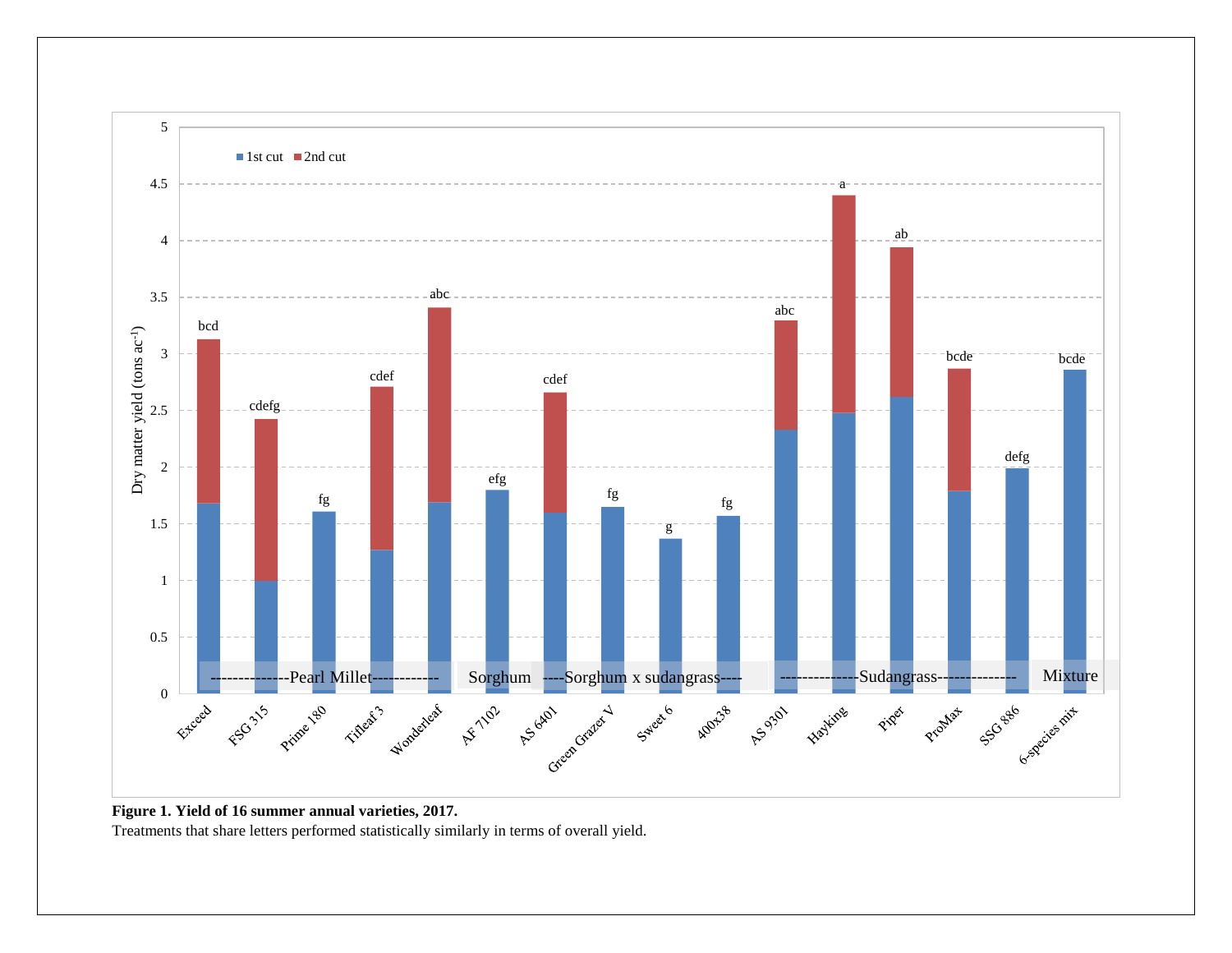**Figure 1. Yield of 16 summer annual varieties, 2017.**

Treatments that share letters performed statistically similarly in terms of overall yield.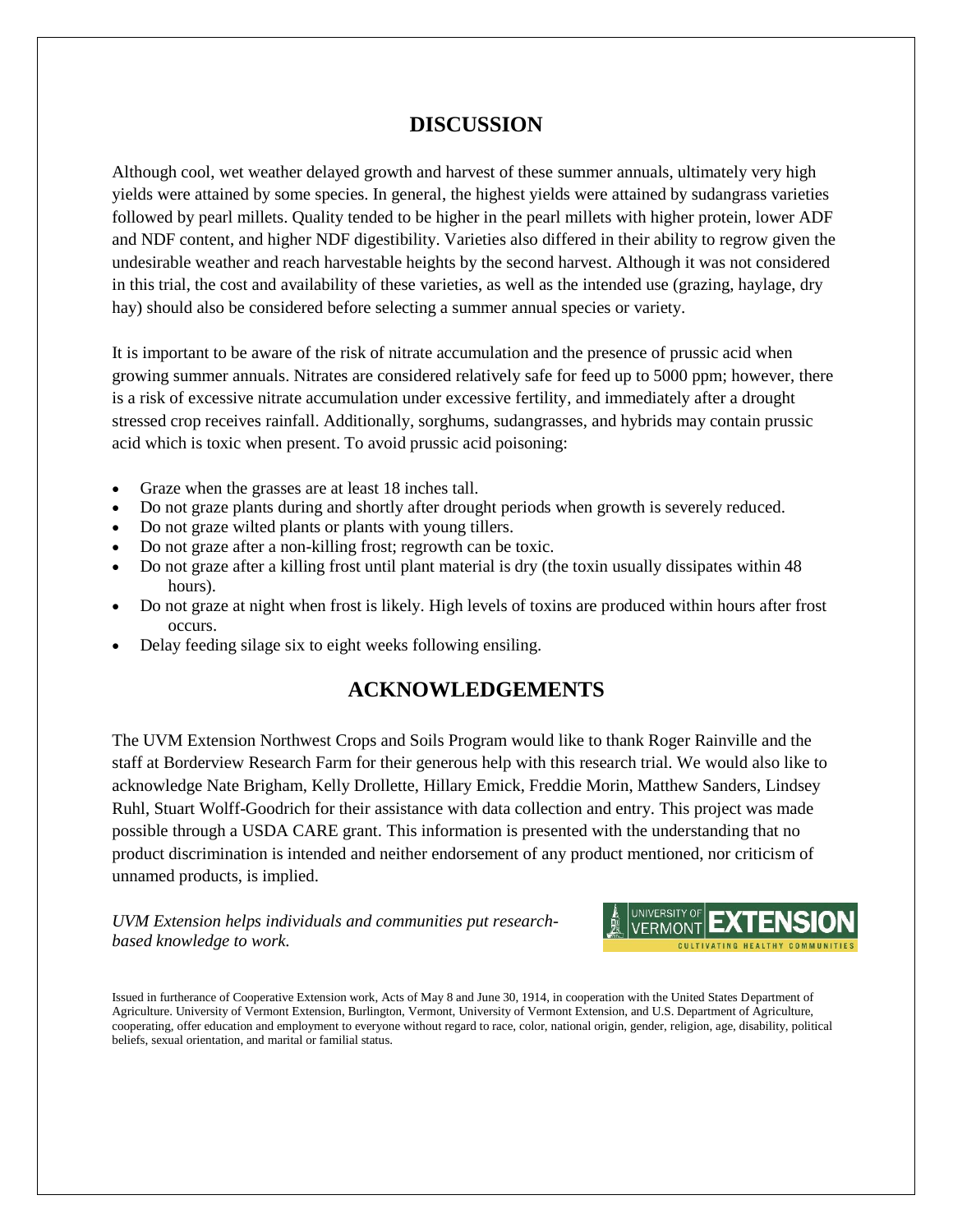## DISCUSSION

Although cool, wet weather delayed growth and harvest of these summer annuals, ultimately very high yields were attained by some species. In general, the highest yields were attained by sudangrass varieties followed by pearl millets. Quality tended to be higher in the pearl millets with higher protein, lower ADF and NDF content, and higher NDF digestibility. Varieties also differed in their ability to regrow given the undesirable weather and reach harvestable heights by the second harvest. Although it was not considered in this trial, the cost and availability of these varieties, as well as the intended use (grazing, haylage, dry hay) should also be considered before selecting a summer annual species or variety.

It is important to be aware of the risk of nitrate accumulation and the presence of prussic acid when growing summer annuals. Nitrates are considered relatively safe for feed up to 5000 ppm; however, there is a risk of excessive nitrate accumulation under excessive fertility, and immediately after a drought stressed crop receives rainfall. Additionally, sorghums, sudangrasses, and hybrids may contain prussic acid which is toxic when present. To avoid prussic acid poisoning:

- Graze when the grasses are at least 18 inches tall.
- Do not graze plants during and shortly after drought periods when growth is severely reduced.
- Do not graze wilted plants or plants with young tillers.
- Do not graze after a non-killing frost; regrowth can be toxic.
- Do not graze after a killing frost until plant material is dry (the toxin usually dissipates within 48 hours).
- Do not graze at night when frost is likely. High levels of toxins are produced within hours after frost occurs.
- Delay feeding silage six to eight weeks following ensiling.

## ACKNOWLEDGEMENTS

The UVM Extension Northwest Crops and Soils Program would like to thank Roger Rainville and the staff at Borderview Research Farm for their generous help with this research trial. We would also like to acknowledge Nate Brigham, Kelly Drollette, Hillary Emick, Freddie Morin, Matthew Sanders, Lindsey Ruhl, Stuart Wolff-Goodrich for their assistance with data collection and entry. This project was made possible through a USDA CARE grant. This information is presented with the understanding that no product discrimination is intended and neither endorsement of any product mentioned, nor criticism of unnamed products, is implied.

*UVM Extension helps individuals and communities put research-based knowledge to work.*

UNIVERSITY OF VERMONT EXTENSION
CULTIVATING HEALTHY COMMUNITIES

Issued in furtherance of Cooperative Extension work, Acts of May 8 and June 30, 1914, in cooperation with the United States Department of Agriculture. University of Vermont Extension, Burlington, Vermont, University of Vermont Extension, and U.S. Department of Agriculture, cooperating, offer education and employment to everyone without regard to race, color, national origin, gender, religion, age, disability, political beliefs, sexual orientation, and marital or familial status.